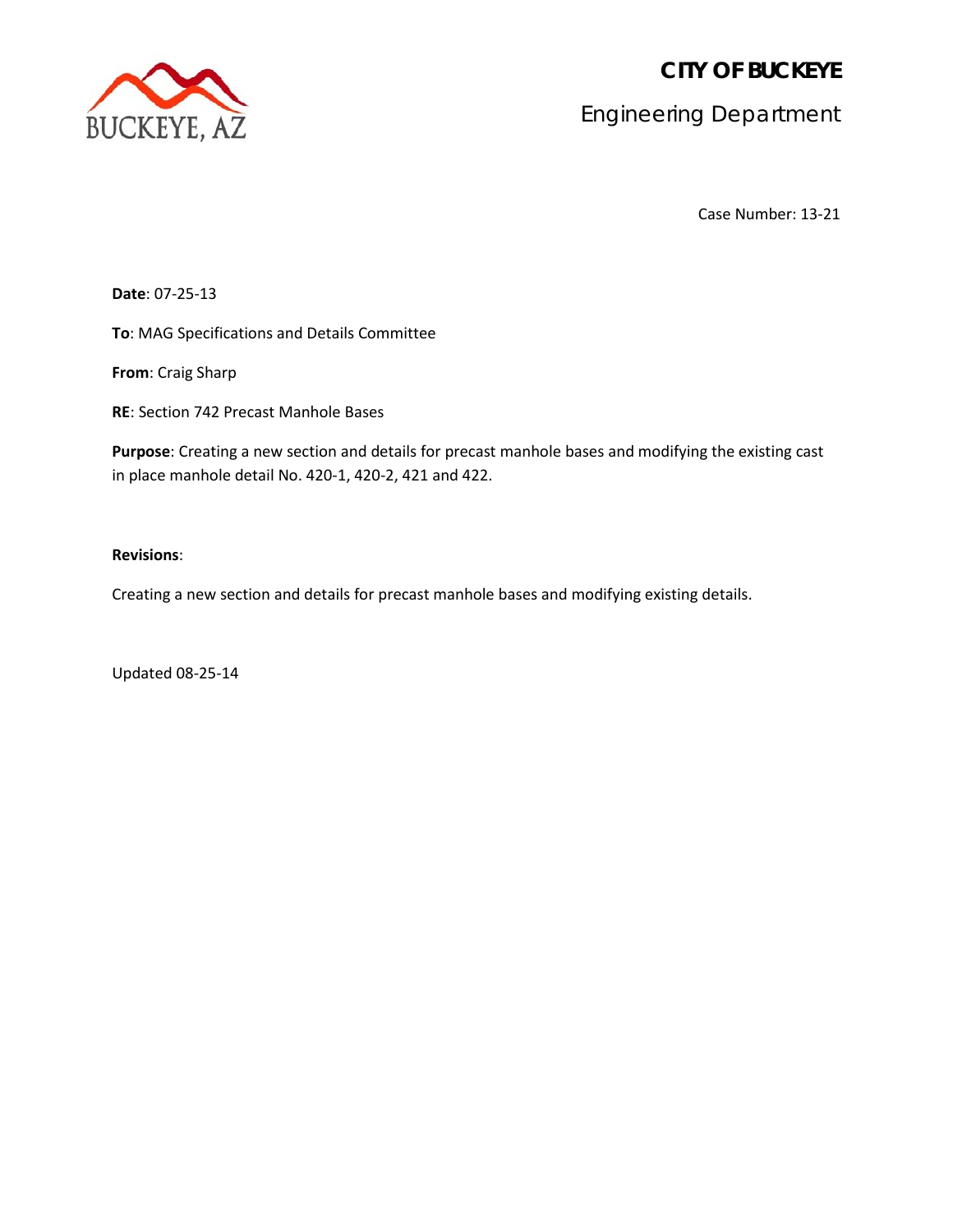BUCKEYE, AZ

# CITY OF BUCKEYE

## Engineering Department

Case Number: 13-21

**Date**: 07-25-13

**To**: MAG Specifications and Details Committee

**From**: Craig Sharp

**RE**: Section 742 Precast Manhole Bases

**Purpose**: Creating a new section and details for precast manhole bases and modifying the existing cast in place manhole detail No. 420-1, 420-2, 421 and 422.

**Revisions**:

Creating a new section and details for precast manhole bases and modifying existing details.

Updated 08-25-14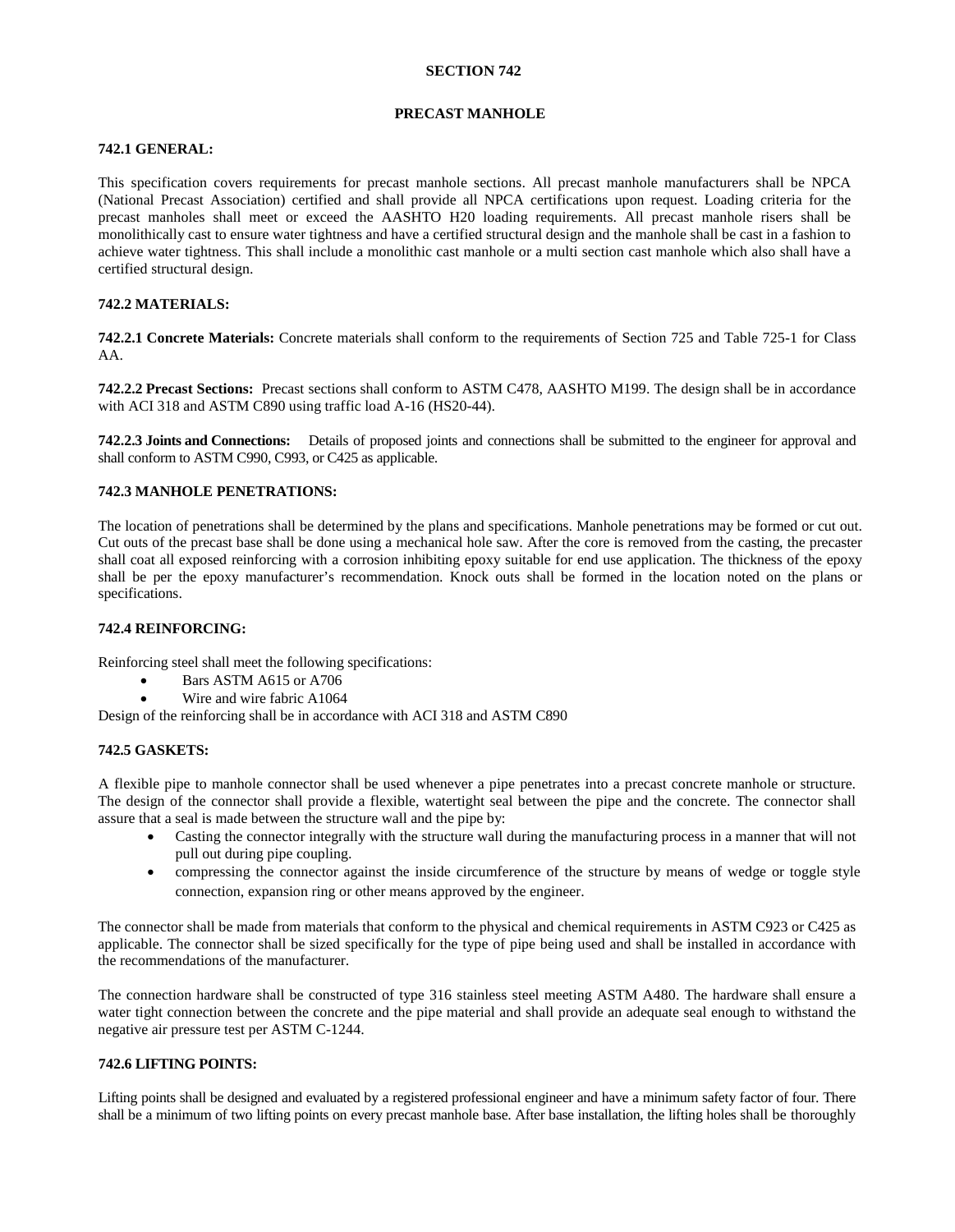# SECTION 742

## PRECAST MANHOLE

### 742.1 GENERAL:

This specification covers requirements for precast manhole sections. All precast manhole manufacturers shall be NPCA (National Precast Association) certified and shall provide all NPCA certifications upon request. Loading criteria for the precast manholes shall meet or exceed the AASHTO H20 loading requirements. All precast manhole risers shall be monolithically cast to ensure water tightness and have a certified structural design and the manhole shall be cast in a fashion to achieve water tightness. This shall include a monolithic cast manhole or a multi section cast manhole which also shall have a certified structural design.

### 742.2 MATERIALS:

**742.2.1 Concrete Materials:** Concrete materials shall conform to the requirements of Section 725 and Table 725-1 for Class AA.

**742.2.2 Precast Sections:** Precast sections shall conform to ASTM C478, AASHTO M199. The design shall be in accordance with ACI 318 and ASTM C890 using traffic load A-16 (HS20-44).

**742.2.3 Joints and Connections:** Details of proposed joints and connections shall be submitted to the engineer for approval and shall conform to ASTM C990, C993, or C425 as applicable.

### 742.3 MANHOLE PENETRATIONS:

The location of penetrations shall be determined by the plans and specifications. Manhole penetrations may be formed or cut out. Cut outs of the precast base shall be done using a mechanical hole saw. After the core is removed from the casting, the precaster shall coat all exposed reinforcing with a corrosion inhibiting epoxy suitable for end use application. The thickness of the epoxy shall be per the epoxy manufacturer's recommendation. Knock outs shall be formed in the location noted on the plans or specifications.

### 742.4 REINFORCING:

Reinforcing steel shall meet the following specifications:

- Bars ASTM A615 or A706
- Wire and wire fabric A1064

Design of the reinforcing shall be in accordance with ACI 318 and ASTM C890

### 742.5 GASKETS:

A flexible pipe to manhole connector shall be used whenever a pipe penetrates into a precast concrete manhole or structure. The design of the connector shall provide a flexible, watertight seal between the pipe and the concrete. The connector shall assure that a seal is made between the structure wall and the pipe by:

- Casting the connector integrally with the structure wall during the manufacturing process in a manner that will not pull out during pipe coupling.
- compressing the connector against the inside circumference of the structure by means of wedge or toggle style connection, expansion ring or other means approved by the engineer.

The connector shall be made from materials that conform to the physical and chemical requirements in ASTM C923 or C425 as applicable. The connector shall be sized specifically for the type of pipe being used and shall be installed in accordance with the recommendations of the manufacturer.

The connection hardware shall be constructed of type 316 stainless steel meeting ASTM A480. The hardware shall ensure a water tight connection between the concrete and the pipe material and shall provide an adequate seal enough to withstand the negative air pressure test per ASTM C-1244.

### 742.6 LIFTING POINTS:

Lifting points shall be designed and evaluated by a registered professional engineer and have a minimum safety factor of four. There shall be a minimum of two lifting points on every precast manhole base. After base installation, the lifting holes shall be thoroughly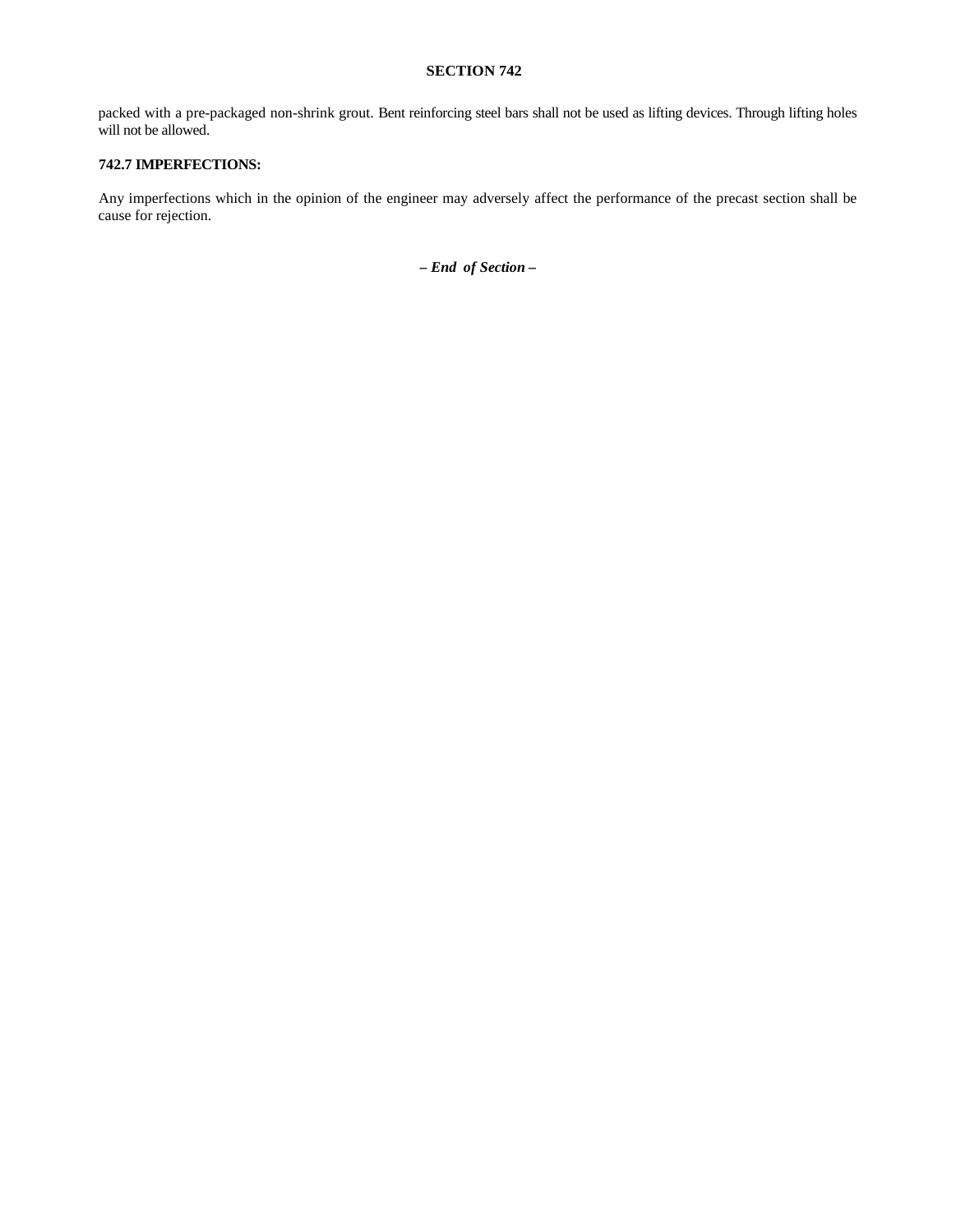packed with a pre-packaged non-shrink grout. Bent reinforcing steel bars shall not be used as lifting devices. Through lifting holes will not be allowed.

**742.7 IMPERFECTIONS:**

Any imperfections which in the opinion of the engineer may adversely affect the performance of the precast section shall be cause for rejection.

***– End of Section –***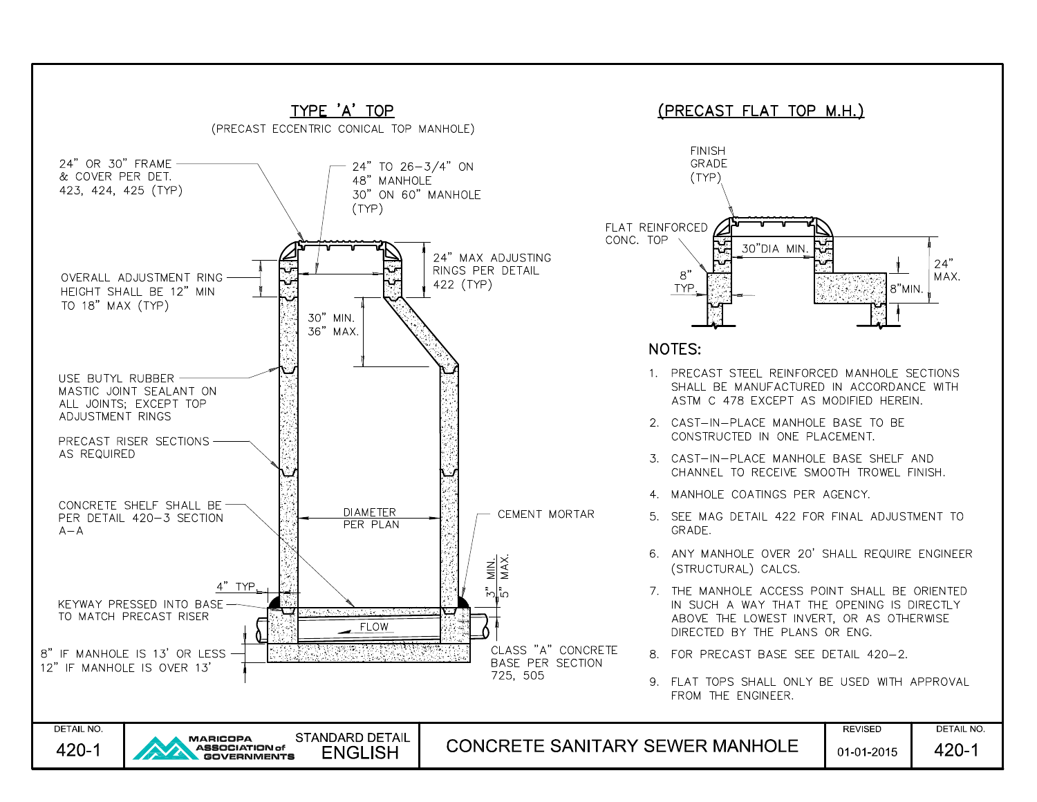## TYPE 'A' TOP

(PRECAST ECCENTRIC CONICAL TOP MANHOLE)

24" OR 30" FRAME & COVER PER DET. 423, 424, 425 (TYP)

24" TO 26-3/4" ON 48" MANHOLE 30" ON 60" MANHOLE (TYP)

24" MAX ADJUSTING RINGS PER DETAIL 422 (TYP)

OVERALL ADJUSTMENT RING HEIGHT SHALL BE 12" MIN TO 18" MAX (TYP)

30" MIN. 36" MAX.

USE BUTYL RUBBER MASTIC JOINT SEALANT ON ALL JOINTS; EXCEPT TOP ADJUSTMENT RINGS

PRECAST RISER SECTIONS AS REQUIRED

CONCRETE SHELF SHALL BE PER DETAIL 420-3 SECTION A-A

DIAMETER PER PLAN

CEMENT MORTAR

3" MIN. 5" MAX.

4" TYP

KEYWAY PRESSED INTO BASE TO MATCH PRECAST RISER

FLOW

8" IF MANHOLE IS 13' OR LESS
12" IF MANHOLE IS OVER 13'

CLASS "A" CONCRETE BASE PER SECTION 725, 505

## (PRECAST FLAT TOP M.H.)

FINISH GRADE (TYP)

FLAT REINFORCED CONC. TOP

30"DIA MIN.

8" TYP

24" MAX.

8"MIN.

## NOTES:

1. PRECAST STEEL REINFORCED MANHOLE SECTIONS SHALL BE MANUFACTURED IN ACCORDANCE WITH ASTM C 478 EXCEPT AS MODIFIED HEREIN.
2. CAST-IN-PLACE MANHOLE BASE TO BE CONSTRUCTED IN ONE PLACEMENT.
3. CAST-IN-PLACE MANHOLE BASE SHELF AND CHANNEL TO RECEIVE SMOOTH TROWEL FINISH.
4. MANHOLE COATINGS PER AGENCY.
5. SEE MAG DETAIL 422 FOR FINAL ADJUSTMENT TO GRADE.
6. ANY MANHOLE OVER 20' SHALL REQUIRE ENGINEER (STRUCTURAL) CALCS.
7. THE MANHOLE ACCESS POINT SHALL BE ORIENTED IN SUCH A WAY THAT THE OPENING IS DIRECTLY ABOVE THE LOWEST INVERT, OR AS OTHERWISE DIRECTED BY THE PLANS OR ENG.
8. FOR PRECAST BASE SEE DETAIL 420-2.
9. FLAT TOPS SHALL ONLY BE USED WITH APPROVAL FROM THE ENGINEER.

| DETAIL NO. | | | | REVISED | DETAIL NO. |
|---|---|---|---|---|---|
| 420-1 | MARICOPA ASSOCIATION of GOVERNMENTS | STANDARD DETAIL ENGLISH | CONCRETE SANITARY SEWER MANHOLE | 01-01-2015 | 420-1 |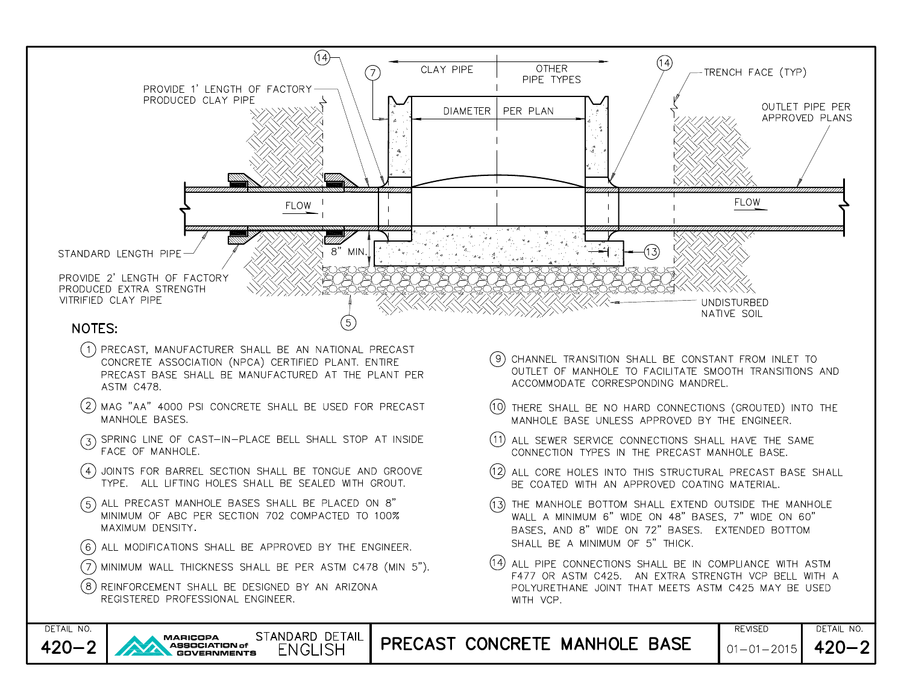CLAY PIPE | OTHER PIPE TYPES

DIAMETER | PER PLAN

PROVIDE 1' LENGTH OF FACTORY PRODUCED CLAY PIPE

TRENCH FACE (TYP)

OUTLET PIPE PER APPROVED PLANS

FLOW

FLOW

STANDARD LENGTH PIPE

PROVIDE 2' LENGTH OF FACTORY PRODUCED EXTRA STRENGTH VITRIFIED CLAY PIPE

8" MIN.

UNDISTURBED NATIVE SOIL

(5) (7) (13) (14)

## NOTES:

1. PRECAST, MANUFACTURER SHALL BE AN NATIONAL PRECAST CONCRETE ASSOCIATION (NPCA) CERTIFIED PLANT. ENTIRE PRECAST BASE SHALL BE MANUFACTURED AT THE PLANT PER ASTM C478.
2. MAG "AA" 4000 PSI CONCRETE SHALL BE USED FOR PRECAST MANHOLE BASES.
3. SPRING LINE OF CAST-IN-PLACE BELL SHALL STOP AT INSIDE FACE OF MANHOLE.
4. JOINTS FOR BARREL SECTION SHALL BE TONGUE AND GROOVE TYPE. ALL LIFTING HOLES SHALL BE SEALED WITH GROUT.
5. ALL PRECAST MANHOLE BASES SHALL BE PLACED ON 8" MINIMUM OF ABC PER SECTION 702 COMPACTED TO 100% MAXIMUM DENSITY.
6. ALL MODIFICATIONS SHALL BE APPROVED BY THE ENGINEER.
7. MINIMUM WALL THICKNESS SHALL BE PER ASTM C478 (MIN 5").
8. REINFORCEMENT SHALL BE DESIGNED BY AN ARIZONA REGISTERED PROFESSIONAL ENGINEER.
9. CHANNEL TRANSITION SHALL BE CONSTANT FROM INLET TO OUTLET OF MANHOLE TO FACILITATE SMOOTH TRANSITIONS AND ACCOMMODATE CORRESPONDING MANDREL.
10. THERE SHALL BE NO HARD CONNECTIONS (GROUTED) INTO THE MANHOLE BASE UNLESS APPROVED BY THE ENGINEER.
11. ALL SEWER SERVICE CONNECTIONS SHALL HAVE THE SAME CONNECTION TYPES IN THE PRECAST MANHOLE BASE.
12. ALL CORE HOLES INTO THIS STRUCTURAL PRECAST BASE SHALL BE COATED WITH AN APPROVED COATING MATERIAL.
13. THE MANHOLE BOTTOM SHALL EXTEND OUTSIDE THE MANHOLE WALL A MINIMUM 6" WIDE ON 48" BASES, 7" WIDE ON 60" BASES, AND 8" WIDE ON 72" BASES. EXTENDED BOTTOM SHALL BE A MINIMUM OF 5" THICK.
14. ALL PIPE CONNECTIONS SHALL BE IN COMPLIANCE WITH ASTM F477 OR ASTM C425. AN EXTRA STRENGTH VCP BELL WITH A POLYURETHANE JOINT THAT MEETS ASTM C425 MAY BE USED WITH VCP.

| DETAIL NO. | | | | REVISED | DETAIL NO. |
|---|---|---|---|---|---|
| 420-2 | MARICOPA ASSOCIATION of GOVERNMENTS | STANDARD DETAIL ENGLISH | PRECAST CONCRETE MANHOLE BASE | 01-01-2015 | 420-2 |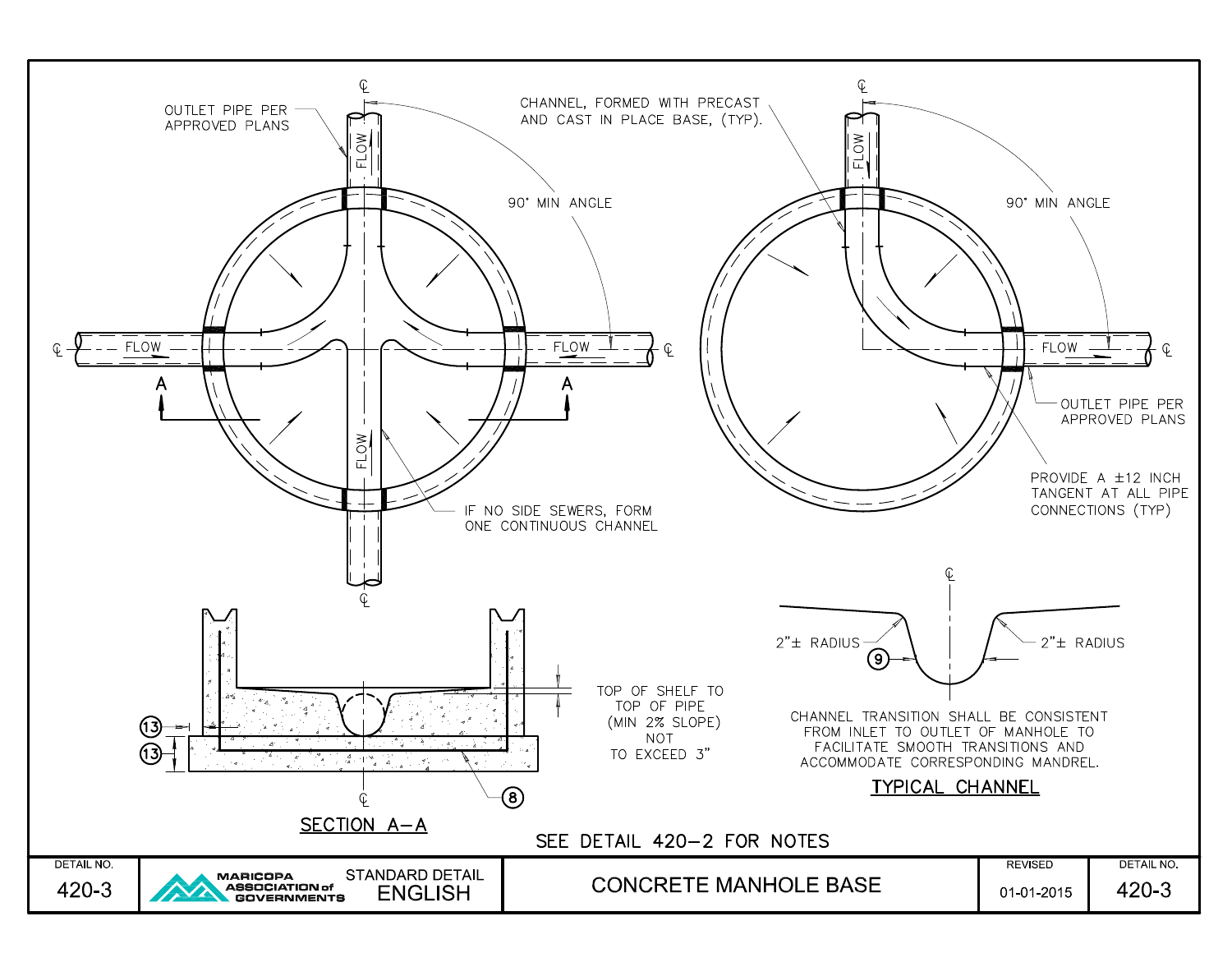OUTLET PIPE PER APPROVED PLANS

CHANNEL, FORMED WITH PRECAST AND CAST IN PLACE BASE, (TYP).

90° MIN ANGLE

FLOW

IF NO SIDE SEWERS, FORM ONE CONTINUOUS CHANNEL

OUTLET PIPE PER APPROVED PLANS

PROVIDE A ±12 INCH TANGENT AT ALL PIPE CONNECTIONS (TYP)

TOP OF SHELF TO TOP OF PIPE (MIN 2% SLOPE) NOT TO EXCEED 3"

## SECTION A–A

2"± RADIUS

CHANNEL TRANSITION SHALL BE CONSISTENT FROM INLET TO OUTLET OF MANHOLE TO FACILITATE SMOOTH TRANSITIONS AND ACCOMMODATE CORRESPONDING MANDREL.

## TYPICAL CHANNEL

SEE DETAIL 420–2 FOR NOTES

| DETAIL NO. | MARICOPA ASSOCIATION of GOVERNMENTS — STANDARD DETAIL ENGLISH | | REVISED | DETAIL NO. |
| --- | --- | --- | --- | --- |
| 420-3 | | CONCRETE MANHOLE BASE | 01-01-2015 | 420-3 |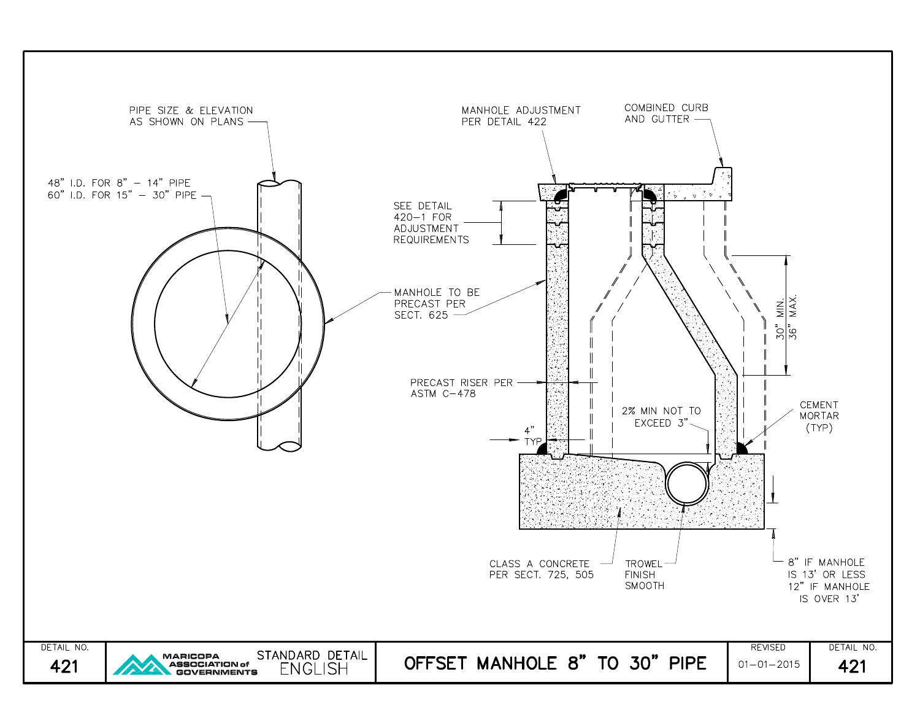PIPE SIZE & ELEVATION AS SHOWN ON PLANS

48" I.D. FOR 8" – 14" PIPE
60" I.D. FOR 15" – 30" PIPE

MANHOLE ADJUSTMENT PER DETAIL 422

COMBINED CURB AND GUTTER

SEE DETAIL 420-1 FOR ADJUSTMENT REQUIREMENTS

MANHOLE TO BE PRECAST PER SECT. 625

30" MIN. 36" MAX.

PRECAST RISER PER ASTM C-478

2% MIN NOT TO EXCEED 3"

CEMENT MORTAR (TYP)

4" TYP

CLASS A CONCRETE PER SECT. 725, 505

TROWEL FINISH SMOOTH

8" IF MANHOLE IS 13' OR LESS
12" IF MANHOLE IS OVER 13'

| DETAIL NO. | MARICOPA ASSOCIATION of GOVERNMENTS — STANDARD DETAIL ENGLISH | OFFSET MANHOLE 8" TO 30" PIPE | REVISED | DETAIL NO. |
|---|---|---|---|---|
| 421 | | | 01-01-2015 | 421 |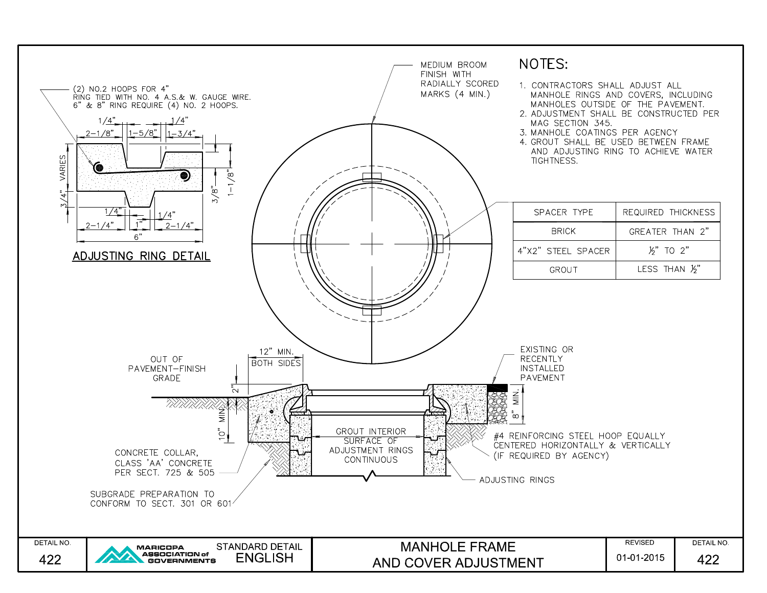# MANHOLE FRAME AND COVER ADJUSTMENT

## ADJUSTING RING DETAIL

(2) NO.2 HOOPS FOR 4" RING TIED WITH NO. 4 A.S.& W. GAUGE WIRE. 6" & 8" RING REQUIRE (4) NO. 2 HOOPS.

1/4"
2-1/8"
1-5/8"
1/4"
1-3/4"
VARIES
3/4"
3/8"
1-1/8"
1/4"
1/4"
2-1/4"
1"
2-1/4"
6"

MEDIUM BROOM FINISH WITH RADIALLY SCORED MARKS (4 MIN.)

## NOTES:

1. CONTRACTORS SHALL ADJUST ALL MANHOLE RINGS AND COVERS, INCLUDING MANHOLES OUTSIDE OF THE PAVEMENT.
2. ADJUSTMENT SHALL BE CONSTRUCTED PER MAG SECTION 345.
3. MANHOLE COATINGS PER AGENCY
4. GROUT SHALL BE USED BETWEEN FRAME AND ADJUSTING RING TO ACHIEVE WATER TIGHTNESS.

| SPACER TYPE | REQUIRED THICKNESS |
|---|---|
| BRICK | GREATER THAN 2" |
| 4"X2" STEEL SPACER | ½" TO 2" |
| GROUT | LESS THAN ½" |

OUT OF PAVEMENT–FINISH GRADE

12" MIN. BOTH SIDES

2"

10" MIN.

EXISTING OR RECENTLY INSTALLED PAVEMENT

8" MIN.

GROUT INTERIOR SURFACE OF ADJUSTMENT RINGS CONTINUOUS

#4 REINFORCING STEEL HOOP EQUALLY CENTERED HORIZONTALLY & VERTICALLY (IF REQUIRED BY AGENCY)

CONCRETE COLLAR, CLASS 'AA' CONCRETE PER SECT. 725 & 505

ADJUSTING RINGS

SUBGRADE PREPARATION TO CONFORM TO SECT. 301 OR 601

| DETAIL NO. | | | | REVISED | DETAIL NO. |
|---|---|---|---|---|---|
| 422 | MARICOPA ASSOCIATION of GOVERNMENTS | STANDARD DETAIL ENGLISH | MANHOLE FRAME AND COVER ADJUSTMENT | 01-01-2015 | 422 |